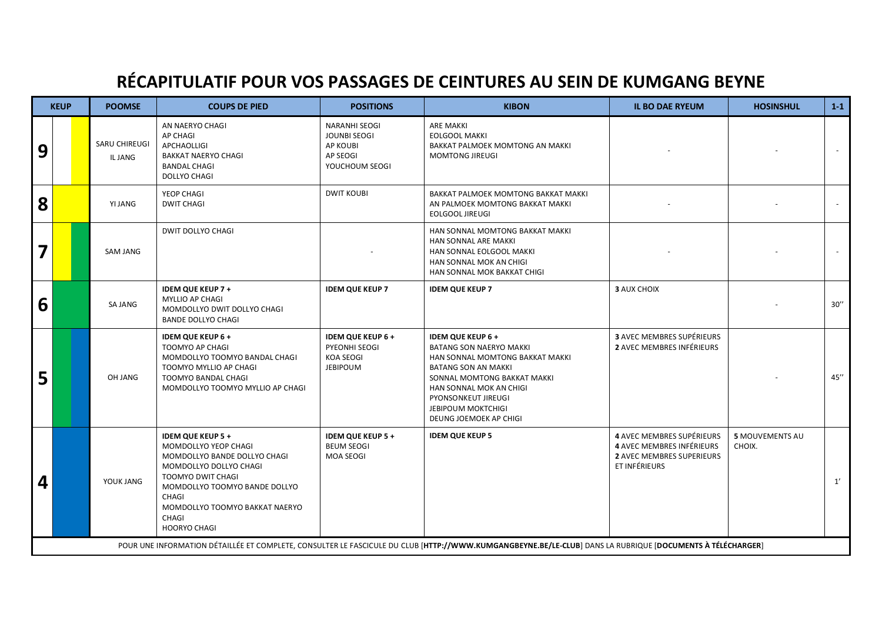# RÉCAPITULATIF POUR VOS PASSAGES DE CEINTURES AU SEIN DE KUMGANG BEYNE

| KEUP | POOMSE | COUPS DE PIED | POSITIONS | KIBON | IL BO DAE RYEUM | HOSINSHUL | 1-1 |
|---|---|---|---|---|---|---|---|
| 9 | SARU CHIREUGI<br>IL JANG | AN NAERYO CHAGI<br>AP CHAGI<br>APCHAOLLIGI<br>BAKKAT NAERYO CHAGI<br>BANDAL CHAGI<br>DOLLYO CHAGI | NARANHI SEOGI<br>JOUNBI SEOGI<br>AP KOUBI<br>AP SEOGI<br>YOUCHOUM SEOGI | ARE MAKKI<br>EOLGOOL MAKKI<br>BAKKAT PALMOEK MOMTONG AN MAKKI<br>MOMTONG JIREUGI | - | - | - |
| 8 | YI JANG | YEOP CHAGI<br>DWIT CHAGI | DWIT KOUBI | BAKKAT PALMOEK MOMTONG BAKKAT MAKKI<br>AN PALMOEK MOMTONG BAKKAT MAKKI<br>EOLGOOL JIREUGI | - | - | - |
| 7 | SAM JANG | DWIT DOLLYO CHAGI | - | HAN SONNAL MOMTONG BAKKAT MAKKI<br>HAN SONNAL ARE MAKKI<br>HAN SONNAL EOLGOOL MAKKI<br>HAN SONNAL MOK AN CHIGI<br>HAN SONNAL MOK BAKKAT CHIGI | - | - | - |
| 6 | SA JANG | **IDEM QUE KEUP 7 +**<br>MYLLIO AP CHAGI<br>MOMDOLLYO DWIT DOLLYO CHAGI<br>BANDE DOLLYO CHAGI | **IDEM QUE KEUP 7** | **IDEM QUE KEUP 7** | **3** AUX CHOIX | - | 30'' |
| 5 | OH JANG | **IDEM QUE KEUP 6 +**<br>TOOMYO AP CHAGI<br>MOMDOLLYO TOOMYO BANDAL CHAGI<br>TOOMYO MYLLIO AP CHAGI<br>TOOMYO BANDAL CHAGI<br>MOMDOLLYO TOOMYO MYLLIO AP CHAGI | **IDEM QUE KEUP 6 +**<br>PYEONHI SEOGI<br>KOA SEOGI<br>JEBIPOUM | **IDEM QUE KEUP 6 +**<br>BATANG SON NAERYO MAKKI<br>HAN SONNAL MOMTONG BAKKAT MAKKI<br>BATANG SON AN MAKKI<br>SONNAL MOMTONG BAKKAT MAKKI<br>HAN SONNAL MOK AN CHIGI<br>PYONSONKEUT JIREUGI<br>JEBIPOUM MOKTCHIGI<br>DEUNG JOEMOEK AP CHIGI | **3** AVEC MEMBRES SUPÉRIEURS<br>**2** AVEC MEMBRES INFÉRIEURS | - | 45'' |
| 4 | YOUK JANG | **IDEM QUE KEUP 5 +**<br>MOMDOLLYO YEOP CHAGI<br>MOMDOLLYO BANDE DOLLYO CHAGI<br>MOMDOLLYO DOLLYO CHAGI<br>TOOMYO DWIT CHAGI<br>MOMDOLLYO TOOMYO BANDE DOLLYO CHAGI<br>MOMDOLLYO TOOMYO BAKKAT NAERYO CHAGI<br>HOORYO CHAGI | **IDEM QUE KEUP 5 +**<br>BEUM SEOGI<br>MOA SEOGI | **IDEM QUE KEUP 5** | **4** AVEC MEMBRES SUPÉRIEURS<br>**4** AVEC MEMBRES INFÉRIEURS<br>**2** AVEC MEMBRES SUPERIEURS ET INFÉRIEURS | **5** MOUVEMENTS AU CHOIX. | 1' |

POUR UNE INFORMATION DÉTAILLÉE ET COMPLETE, CONSULTER LE FASCICULE DU CLUB [**HTTP://WWW.KUMGANGBEYNE.BE/LE-CLUB**] DANS LA RUBRIQUE [**DOCUMENTS À TÉLÉCHARGER**]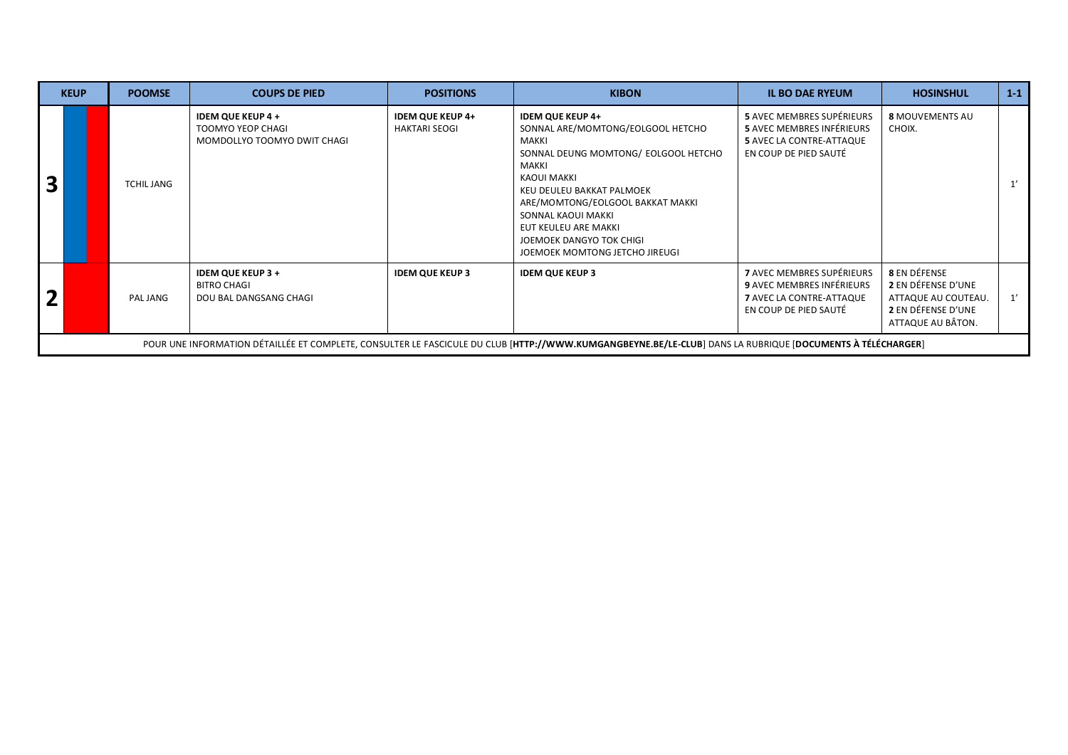| KEUP | POOMSE | COUPS DE PIED | POSITIONS | KIBON | IL BO DAE RYEUM | HOSINSHUL | 1-1 |
|---|---|---|---|---|---|---|---|
| 3 | TCHIL JANG | **IDEM QUE KEUP 4 +**<br>TOOMYO YEOP CHAGI<br>MOMDOLLYO TOOMYO DWIT CHAGI | **IDEM QUE KEUP 4+**<br>HAKTARI SEOGI | **IDEM QUE KEUP 4+**<br>SONNAL ARE/MOMTONG/EOLGOOL HETCHO MAKKI<br>SONNAL DEUNG MOMTONG/ EOLGOOL HETCHO MAKKI<br>KAOUI MAKKI<br>KEU DEULEU BAKKAT PALMOEK ARE/MOMTONG/EOLGOOL BAKKAT MAKKI<br>SONNAL KAOUI MAKKI<br>EUT KEULEU ARE MAKKI<br>JOEMOEK DANGYO TOK CHIGI<br>JOEMOEK MOMTONG JETCHO JIREUGI | **5** AVEC MEMBRES SUPÉRIEURS<br>**5** AVEC MEMBRES INFÉRIEURS<br>**5** AVEC LA CONTRE-ATTAQUE EN COUP DE PIED SAUTÉ | **8** MOUVEMENTS AU CHOIX. | 1′ |
| 2 | PAL JANG | **IDEM QUE KEUP 3 +**<br>BITRO CHAGI<br>DOU BAL DANGSANG CHAGI | **IDEM QUE KEUP 3** | **IDEM QUE KEUP 3** | **7** AVEC MEMBRES SUPÉRIEURS<br>**9** AVEC MEMBRES INFÉRIEURS<br>**7** AVEC LA CONTRE-ATTAQUE EN COUP DE PIED SAUTÉ | **8** EN DÉFENSE<br>**2** EN DÉFENSE D'UNE ATTAQUE AU COUTEAU.<br>**2** EN DÉFENSE D'UNE ATTAQUE AU BÂTON. | 1′ |

POUR UNE INFORMATION DÉTAILLÉE ET COMPLETE, CONSULTER LE FASCICULE DU CLUB [**HTTP://WWW.KUMGANGBEYNE.BE/LE-CLUB**] DANS LA RUBRIQUE [**DOCUMENTS À TÉLÉCHARGER**]